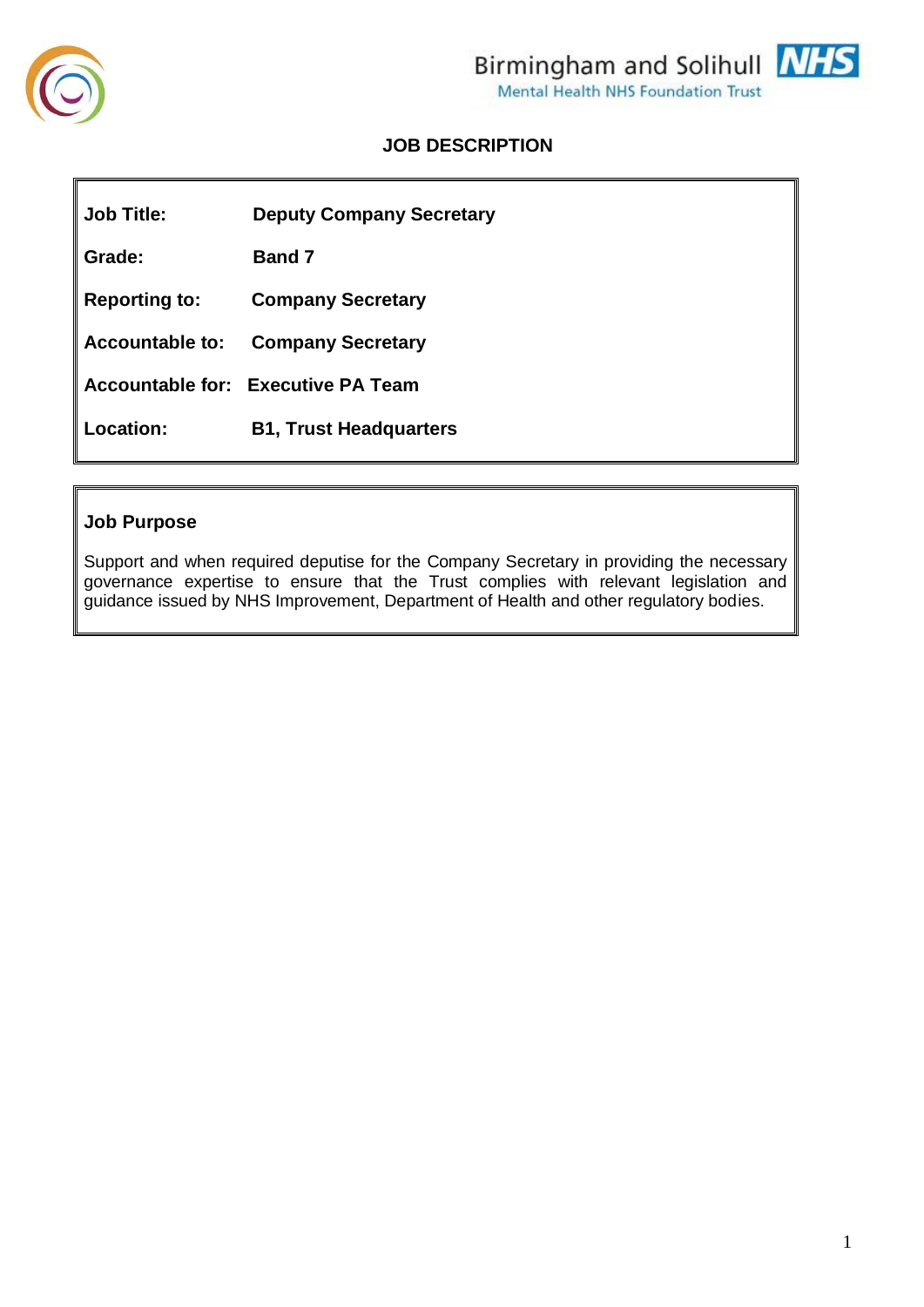Birmingham and Solihull **NHS**
Mental Health NHS Foundation Trust

# JOB DESCRIPTION

| | |
|---|---|
| **Job Title:** | **Deputy Company Secretary** |
| **Grade:** | **Band 7** |
| **Reporting to:** | **Company Secretary** |
| **Accountable to:** | **Company Secretary** |
| **Accountable for:** | **Executive PA Team** |
| **Location:** | **B1, Trust Headquarters** |

## Job Purpose

Support and when required deputise for the Company Secretary in providing the necessary governance expertise to ensure that the Trust complies with relevant legislation and guidance issued by NHS Improvement, Department of Health and other regulatory bodies.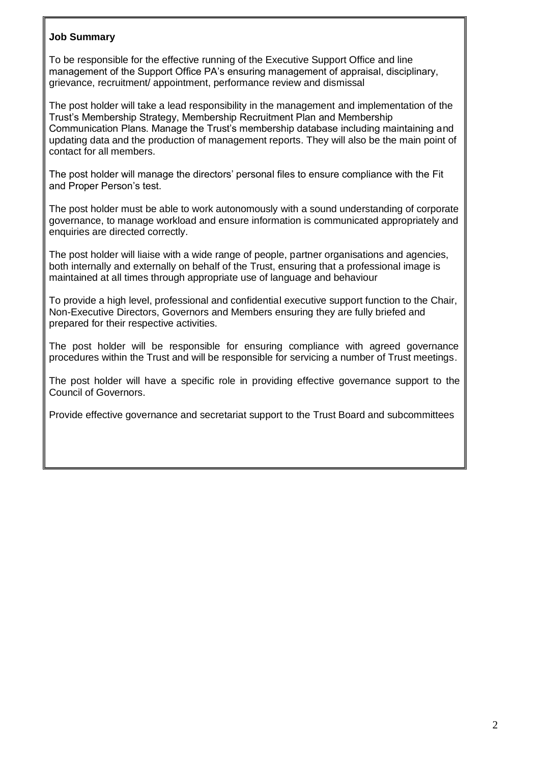**Job Summary**

To be responsible for the effective running of the Executive Support Office and line management of the Support Office PA's ensuring management of appraisal, disciplinary, grievance, recruitment/ appointment, performance review and dismissal

The post holder will take a lead responsibility in the management and implementation of the Trust's Membership Strategy, Membership Recruitment Plan and Membership Communication Plans. Manage the Trust's membership database including maintaining and updating data and the production of management reports. They will also be the main point of contact for all members.

The post holder will manage the directors' personal files to ensure compliance with the Fit and Proper Person's test.

The post holder must be able to work autonomously with a sound understanding of corporate governance, to manage workload and ensure information is communicated appropriately and enquiries are directed correctly.

The post holder will liaise with a wide range of people, partner organisations and agencies, both internally and externally on behalf of the Trust, ensuring that a professional image is maintained at all times through appropriate use of language and behaviour

To provide a high level, professional and confidential executive support function to the Chair, Non-Executive Directors, Governors and Members ensuring they are fully briefed and prepared for their respective activities.

The post holder will be responsible for ensuring compliance with agreed governance procedures within the Trust and will be responsible for servicing a number of Trust meetings.

The post holder will have a specific role in providing effective governance support to the Council of Governors.

Provide effective governance and secretariat support to the Trust Board and subcommittees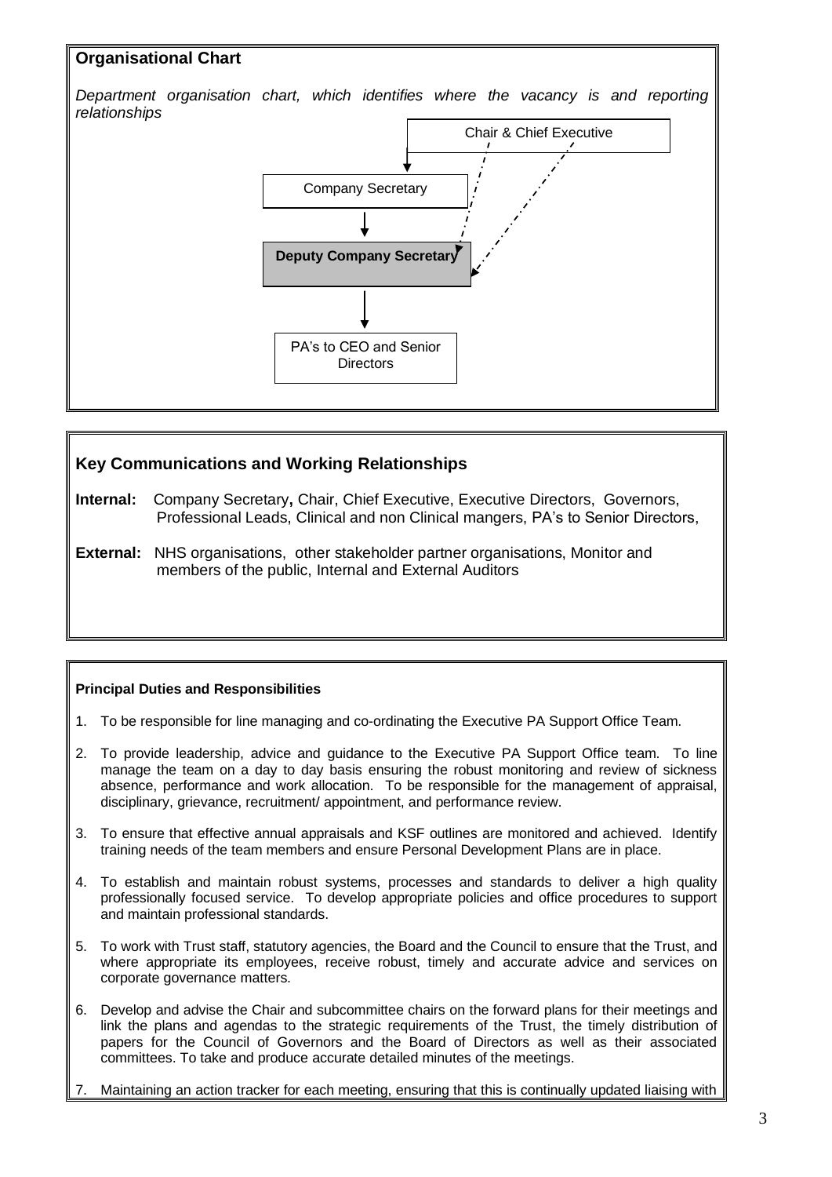## Organisational Chart

*Department organisation chart, which identifies where the vacancy is and reporting relationships*

Chair & Chief Executive

Company Secretary

**Deputy Company Secretary**

PA's to CEO and Senior Directors

## Key Communications and Working Relationships

**Internal:** Company Secretary**,** Chair, Chief Executive, Executive Directors, Governors, Professional Leads, Clinical and non Clinical mangers, PA's to Senior Directors,

**External:** NHS organisations, other stakeholder partner organisations, Monitor and members of the public, Internal and External Auditors

### Principal Duties and Responsibilities

1. To be responsible for line managing and co-ordinating the Executive PA Support Office Team.
2. To provide leadership, advice and guidance to the Executive PA Support Office team. To line manage the team on a day to day basis ensuring the robust monitoring and review of sickness absence, performance and work allocation. To be responsible for the management of appraisal, disciplinary, grievance, recruitment/ appointment, and performance review.
3. To ensure that effective annual appraisals and KSF outlines are monitored and achieved. Identify training needs of the team members and ensure Personal Development Plans are in place.
4. To establish and maintain robust systems, processes and standards to deliver a high quality professionally focused service. To develop appropriate policies and office procedures to support and maintain professional standards.
5. To work with Trust staff, statutory agencies, the Board and the Council to ensure that the Trust, and where appropriate its employees, receive robust, timely and accurate advice and services on corporate governance matters.
6. Develop and advise the Chair and subcommittee chairs on the forward plans for their meetings and link the plans and agendas to the strategic requirements of the Trust, the timely distribution of papers for the Council of Governors and the Board of Directors as well as their associated committees. To take and produce accurate detailed minutes of the meetings.
7. Maintaining an action tracker for each meeting, ensuring that this is continually updated liaising with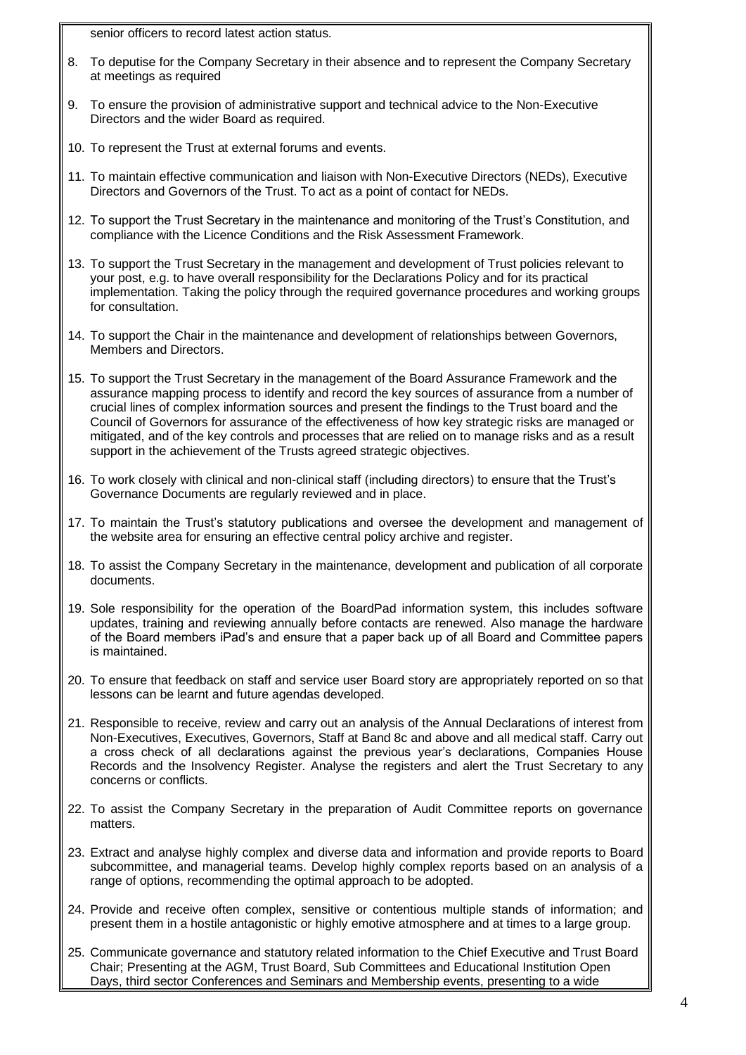senior officers to record latest action status.

8. To deputise for the Company Secretary in their absence and to represent the Company Secretary at meetings as required

9. To ensure the provision of administrative support and technical advice to the Non-Executive Directors and the wider Board as required.

10. To represent the Trust at external forums and events.

11. To maintain effective communication and liaison with Non-Executive Directors (NEDs), Executive Directors and Governors of the Trust. To act as a point of contact for NEDs.

12. To support the Trust Secretary in the maintenance and monitoring of the Trust's Constitution, and compliance with the Licence Conditions and the Risk Assessment Framework.

13. To support the Trust Secretary in the management and development of Trust policies relevant to your post, e.g. to have overall responsibility for the Declarations Policy and for its practical implementation. Taking the policy through the required governance procedures and working groups for consultation.

14. To support the Chair in the maintenance and development of relationships between Governors, Members and Directors.

15. To support the Trust Secretary in the management of the Board Assurance Framework and the assurance mapping process to identify and record the key sources of assurance from a number of crucial lines of complex information sources and present the findings to the Trust board and the Council of Governors for assurance of the effectiveness of how key strategic risks are managed or mitigated, and of the key controls and processes that are relied on to manage risks and as a result support in the achievement of the Trusts agreed strategic objectives.

16. To work closely with clinical and non-clinical staff (including directors) to ensure that the Trust's Governance Documents are regularly reviewed and in place.

17. To maintain the Trust's statutory publications and oversee the development and management of the website area for ensuring an effective central policy archive and register.

18. To assist the Company Secretary in the maintenance, development and publication of all corporate documents.

19. Sole responsibility for the operation of the BoardPad information system, this includes software updates, training and reviewing annually before contacts are renewed. Also manage the hardware of the Board members iPad's and ensure that a paper back up of all Board and Committee papers is maintained.

20. To ensure that feedback on staff and service user Board story are appropriately reported on so that lessons can be learnt and future agendas developed.

21. Responsible to receive, review and carry out an analysis of the Annual Declarations of interest from Non-Executives, Executives, Governors, Staff at Band 8c and above and all medical staff. Carry out a cross check of all declarations against the previous year's declarations, Companies House Records and the Insolvency Register. Analyse the registers and alert the Trust Secretary to any concerns or conflicts.

22. To assist the Company Secretary in the preparation of Audit Committee reports on governance matters.

23. Extract and analyse highly complex and diverse data and information and provide reports to Board subcommittee, and managerial teams. Develop highly complex reports based on an analysis of a range of options, recommending the optimal approach to be adopted.

24. Provide and receive often complex, sensitive or contentious multiple stands of information; and present them in a hostile antagonistic or highly emotive atmosphere and at times to a large group.

25. Communicate governance and statutory related information to the Chief Executive and Trust Board Chair; Presenting at the AGM, Trust Board, Sub Committees and Educational Institution Open Days, third sector Conferences and Seminars and Membership events, presenting to a wide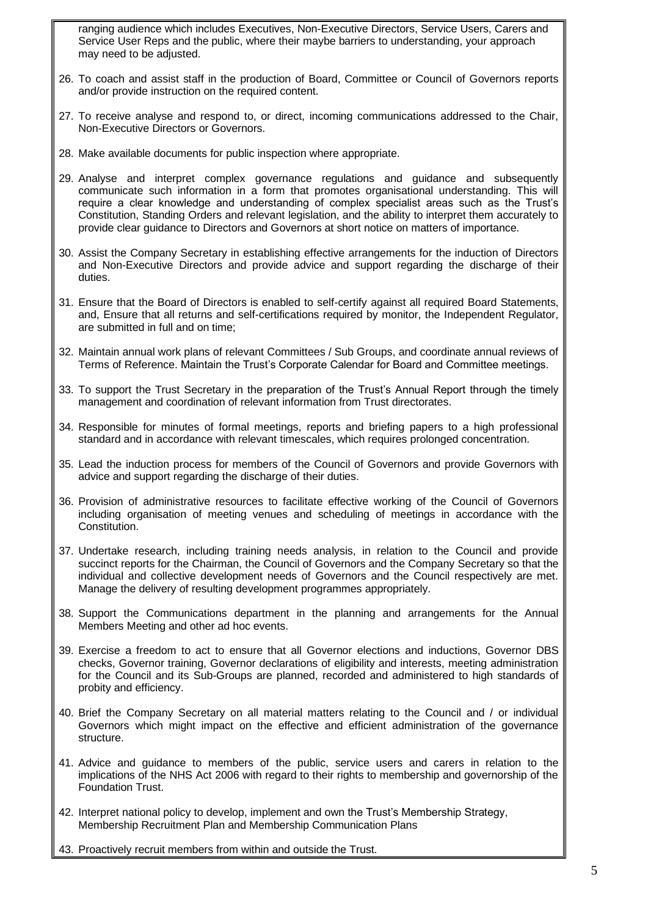ranging audience which includes Executives, Non-Executive Directors, Service Users, Carers and Service User Reps and the public, where their maybe barriers to understanding, your approach may need to be adjusted.

26. To coach and assist staff in the production of Board, Committee or Council of Governors reports and/or provide instruction on the required content.

27. To receive analyse and respond to, or direct, incoming communications addressed to the Chair, Non-Executive Directors or Governors.

28. Make available documents for public inspection where appropriate.

29. Analyse and interpret complex governance regulations and guidance and subsequently communicate such information in a form that promotes organisational understanding. This will require a clear knowledge and understanding of complex specialist areas such as the Trust's Constitution, Standing Orders and relevant legislation, and the ability to interpret them accurately to provide clear guidance to Directors and Governors at short notice on matters of importance.

30. Assist the Company Secretary in establishing effective arrangements for the induction of Directors and Non-Executive Directors and provide advice and support regarding the discharge of their duties.

31. Ensure that the Board of Directors is enabled to self-certify against all required Board Statements, and, Ensure that all returns and self-certifications required by monitor, the Independent Regulator, are submitted in full and on time;

32. Maintain annual work plans of relevant Committees / Sub Groups, and coordinate annual reviews of Terms of Reference. Maintain the Trust's Corporate Calendar for Board and Committee meetings.

33. To support the Trust Secretary in the preparation of the Trust's Annual Report through the timely management and coordination of relevant information from Trust directorates.

34. Responsible for minutes of formal meetings, reports and briefing papers to a high professional standard and in accordance with relevant timescales, which requires prolonged concentration.

35. Lead the induction process for members of the Council of Governors and provide Governors with advice and support regarding the discharge of their duties.

36. Provision of administrative resources to facilitate effective working of the Council of Governors including organisation of meeting venues and scheduling of meetings in accordance with the Constitution.

37. Undertake research, including training needs analysis, in relation to the Council and provide succinct reports for the Chairman, the Council of Governors and the Company Secretary so that the individual and collective development needs of Governors and the Council respectively are met. Manage the delivery of resulting development programmes appropriately.

38. Support the Communications department in the planning and arrangements for the Annual Members Meeting and other ad hoc events.

39. Exercise a freedom to act to ensure that all Governor elections and inductions, Governor DBS checks, Governor training, Governor declarations of eligibility and interests, meeting administration for the Council and its Sub-Groups are planned, recorded and administered to high standards of probity and efficiency.

40. Brief the Company Secretary on all material matters relating to the Council and / or individual Governors which might impact on the effective and efficient administration of the governance structure.

41. Advice and guidance to members of the public, service users and carers in relation to the implications of the NHS Act 2006 with regard to their rights to membership and governorship of the Foundation Trust.

42. Interpret national policy to develop, implement and own the Trust's Membership Strategy, Membership Recruitment Plan and Membership Communication Plans

43. Proactively recruit members from within and outside the Trust.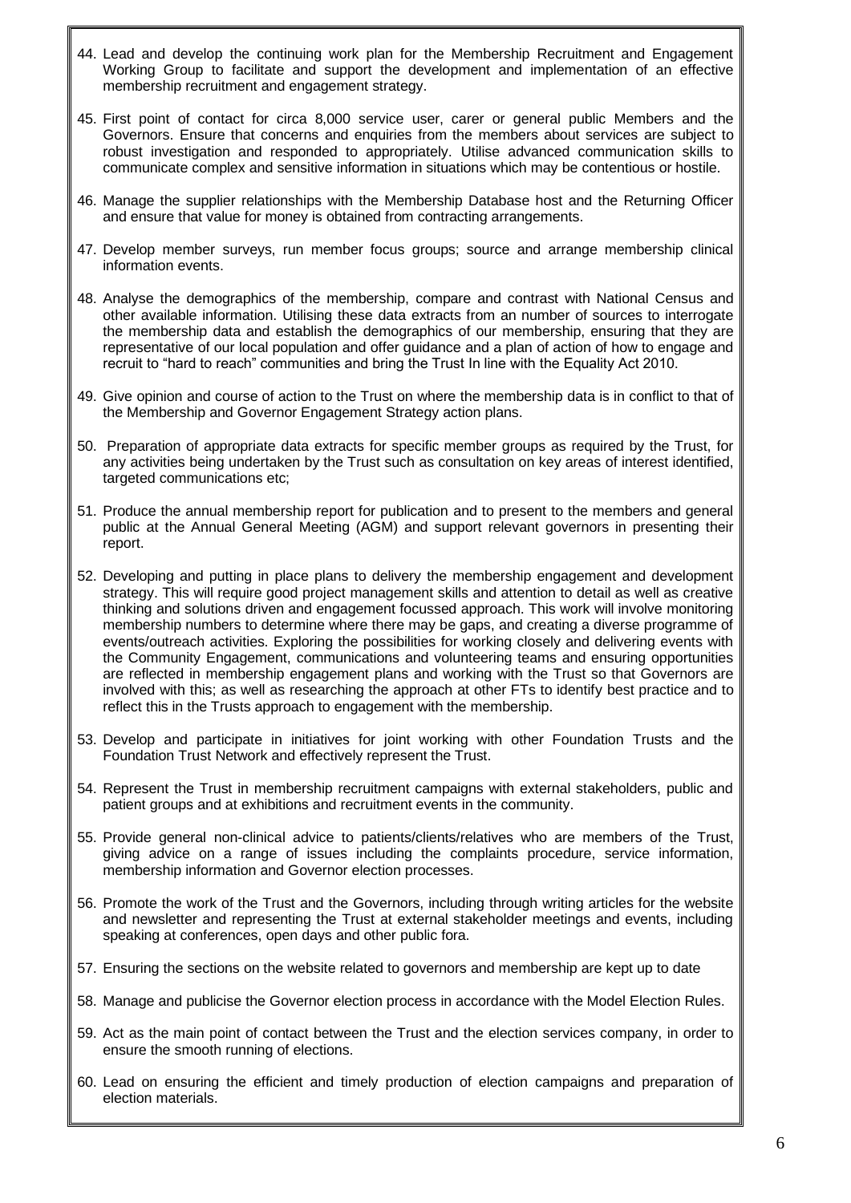44. Lead and develop the continuing work plan for the Membership Recruitment and Engagement Working Group to facilitate and support the development and implementation of an effective membership recruitment and engagement strategy.

45. First point of contact for circa 8,000 service user, carer or general public Members and the Governors. Ensure that concerns and enquiries from the members about services are subject to robust investigation and responded to appropriately. Utilise advanced communication skills to communicate complex and sensitive information in situations which may be contentious or hostile.

46. Manage the supplier relationships with the Membership Database host and the Returning Officer and ensure that value for money is obtained from contracting arrangements.

47. Develop member surveys, run member focus groups; source and arrange membership clinical information events.

48. Analyse the demographics of the membership, compare and contrast with National Census and other available information. Utilising these data extracts from an number of sources to interrogate the membership data and establish the demographics of our membership, ensuring that they are representative of our local population and offer guidance and a plan of action of how to engage and recruit to "hard to reach" communities and bring the Trust In line with the Equality Act 2010.

49. Give opinion and course of action to the Trust on where the membership data is in conflict to that of the Membership and Governor Engagement Strategy action plans.

50. Preparation of appropriate data extracts for specific member groups as required by the Trust, for any activities being undertaken by the Trust such as consultation on key areas of interest identified, targeted communications etc;

51. Produce the annual membership report for publication and to present to the members and general public at the Annual General Meeting (AGM) and support relevant governors in presenting their report.

52. Developing and putting in place plans to delivery the membership engagement and development strategy. This will require good project management skills and attention to detail as well as creative thinking and solutions driven and engagement focussed approach. This work will involve monitoring membership numbers to determine where there may be gaps, and creating a diverse programme of events/outreach activities. Exploring the possibilities for working closely and delivering events with the Community Engagement, communications and volunteering teams and ensuring opportunities are reflected in membership engagement plans and working with the Trust so that Governors are involved with this; as well as researching the approach at other FTs to identify best practice and to reflect this in the Trusts approach to engagement with the membership.

53. Develop and participate in initiatives for joint working with other Foundation Trusts and the Foundation Trust Network and effectively represent the Trust.

54. Represent the Trust in membership recruitment campaigns with external stakeholders, public and patient groups and at exhibitions and recruitment events in the community.

55. Provide general non-clinical advice to patients/clients/relatives who are members of the Trust, giving advice on a range of issues including the complaints procedure, service information, membership information and Governor election processes.

56. Promote the work of the Trust and the Governors, including through writing articles for the website and newsletter and representing the Trust at external stakeholder meetings and events, including speaking at conferences, open days and other public fora.

57. Ensuring the sections on the website related to governors and membership are kept up to date

58. Manage and publicise the Governor election process in accordance with the Model Election Rules.

59. Act as the main point of contact between the Trust and the election services company, in order to ensure the smooth running of elections.

60. Lead on ensuring the efficient and timely production of election campaigns and preparation of election materials.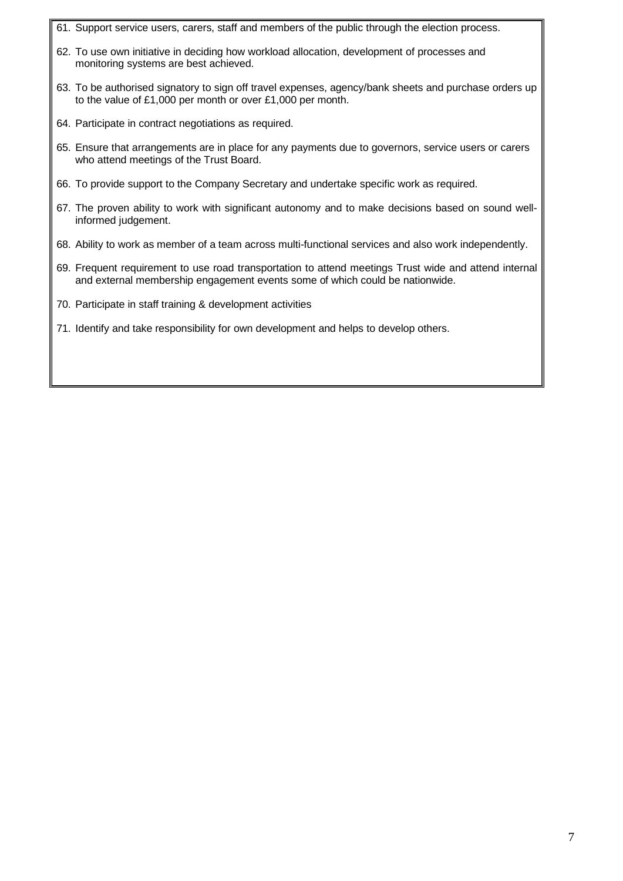61. Support service users, carers, staff and members of the public through the election process.

62. To use own initiative in deciding how workload allocation, development of processes and monitoring systems are best achieved.

63. To be authorised signatory to sign off travel expenses, agency/bank sheets and purchase orders up to the value of £1,000 per month or over £1,000 per month.

64. Participate in contract negotiations as required.

65. Ensure that arrangements are in place for any payments due to governors, service users or carers who attend meetings of the Trust Board.

66. To provide support to the Company Secretary and undertake specific work as required.

67. The proven ability to work with significant autonomy and to make decisions based on sound well-informed judgement.

68. Ability to work as member of a team across multi-functional services and also work independently.

69. Frequent requirement to use road transportation to attend meetings Trust wide and attend internal and external membership engagement events some of which could be nationwide.

70. Participate in staff training & development activities

71. Identify and take responsibility for own development and helps to develop others.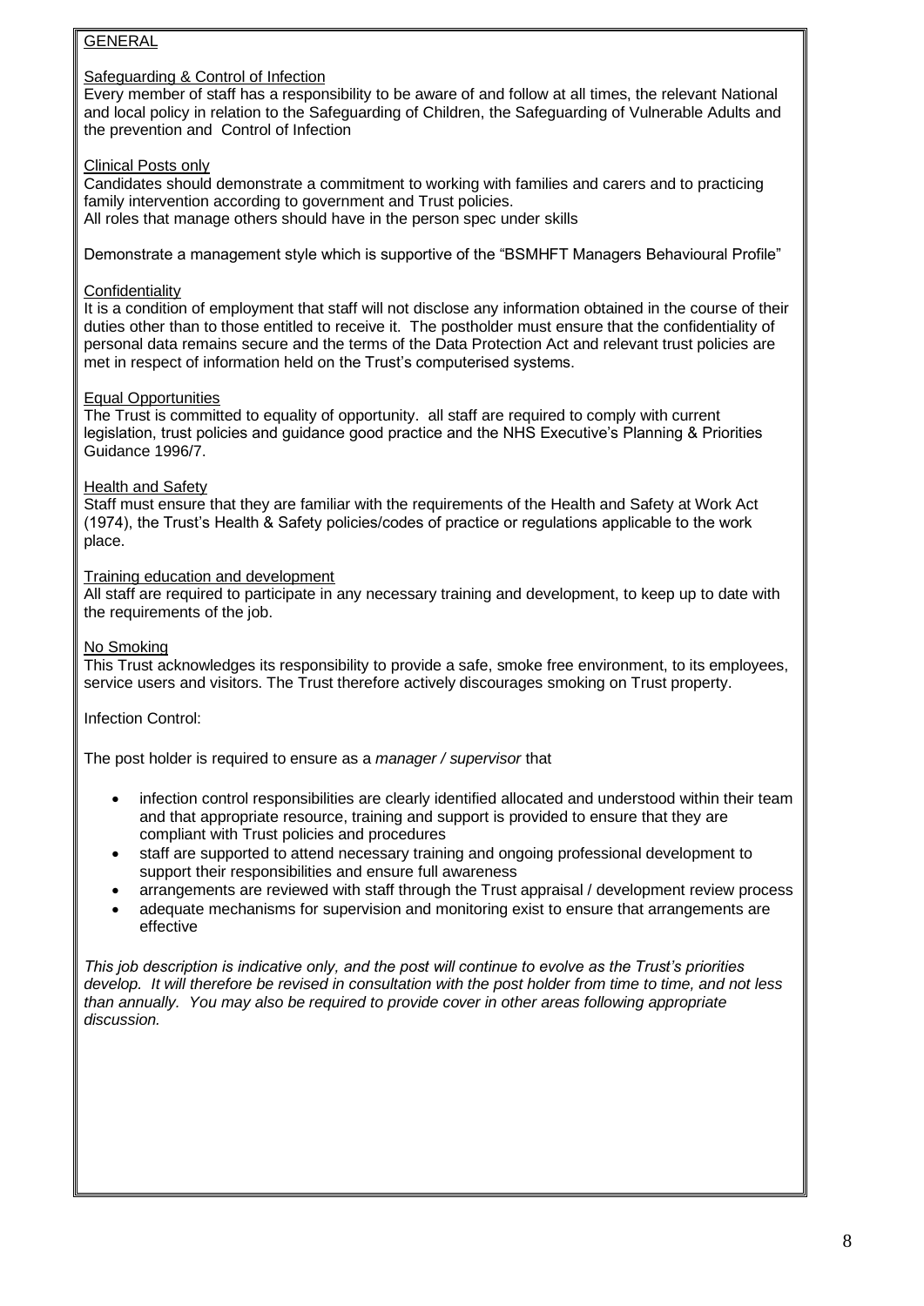GENERAL

Safeguarding & Control of Infection

Every member of staff has a responsibility to be aware of and follow at all times, the relevant National and local policy in relation to the Safeguarding of Children, the Safeguarding of Vulnerable Adults and the prevention and Control of Infection

Clinical Posts only

Candidates should demonstrate a commitment to working with families and carers and to practicing family intervention according to government and Trust policies.
All roles that manage others should have in the person spec under skills

Demonstrate a management style which is supportive of the "BSMHFT Managers Behavioural Profile"

Confidentiality

It is a condition of employment that staff will not disclose any information obtained in the course of their duties other than to those entitled to receive it. The postholder must ensure that the confidentiality of personal data remains secure and the terms of the Data Protection Act and relevant trust policies are met in respect of information held on the Trust's computerised systems.

Equal Opportunities

The Trust is committed to equality of opportunity. all staff are required to comply with current legislation, trust policies and guidance good practice and the NHS Executive's Planning & Priorities Guidance 1996/7.

Health and Safety

Staff must ensure that they are familiar with the requirements of the Health and Safety at Work Act (1974), the Trust's Health & Safety policies/codes of practice or regulations applicable to the work place.

Training education and development

All staff are required to participate in any necessary training and development, to keep up to date with the requirements of the job.

No Smoking

This Trust acknowledges its responsibility to provide a safe, smoke free environment, to its employees, service users and visitors. The Trust therefore actively discourages smoking on Trust property.

Infection Control:

The post holder is required to ensure as a *manager / supervisor* that

- infection control responsibilities are clearly identified allocated and understood within their team and that appropriate resource, training and support is provided to ensure that they are compliant with Trust policies and procedures
- staff are supported to attend necessary training and ongoing professional development to support their responsibilities and ensure full awareness
- arrangements are reviewed with staff through the Trust appraisal / development review process
- adequate mechanisms for supervision and monitoring exist to ensure that arrangements are effective

*This job description is indicative only, and the post will continue to evolve as the Trust's priorities develop. It will therefore be revised in consultation with the post holder from time to time, and not less than annually. You may also be required to provide cover in other areas following appropriate discussion.*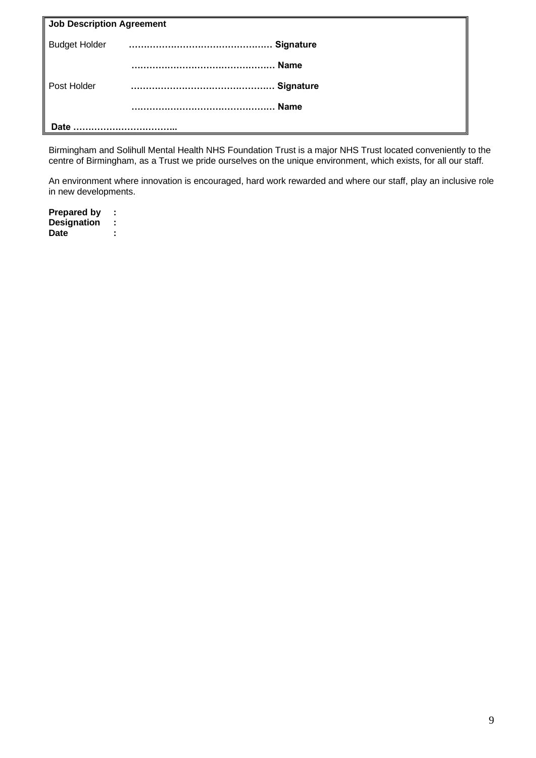| **Job Description Agreement** | |
|---|---|
| Budget Holder | **………………………………………… Signature** |
| | **………………………………………… Name** |
| Post Holder | **………………………………………… Signature** |
| | **………………………………………… Name** |
| **Date ……………………………..** | |

Birmingham and Solihull Mental Health NHS Foundation Trust is a major NHS Trust located conveniently to the centre of Birmingham, as a Trust we pride ourselves on the unique environment, which exists, for all our staff.

An environment where innovation is encouraged, hard work rewarded and where our staff, play an inclusive role in new developments.

**Prepared by :**
**Designation :**
**Date :**